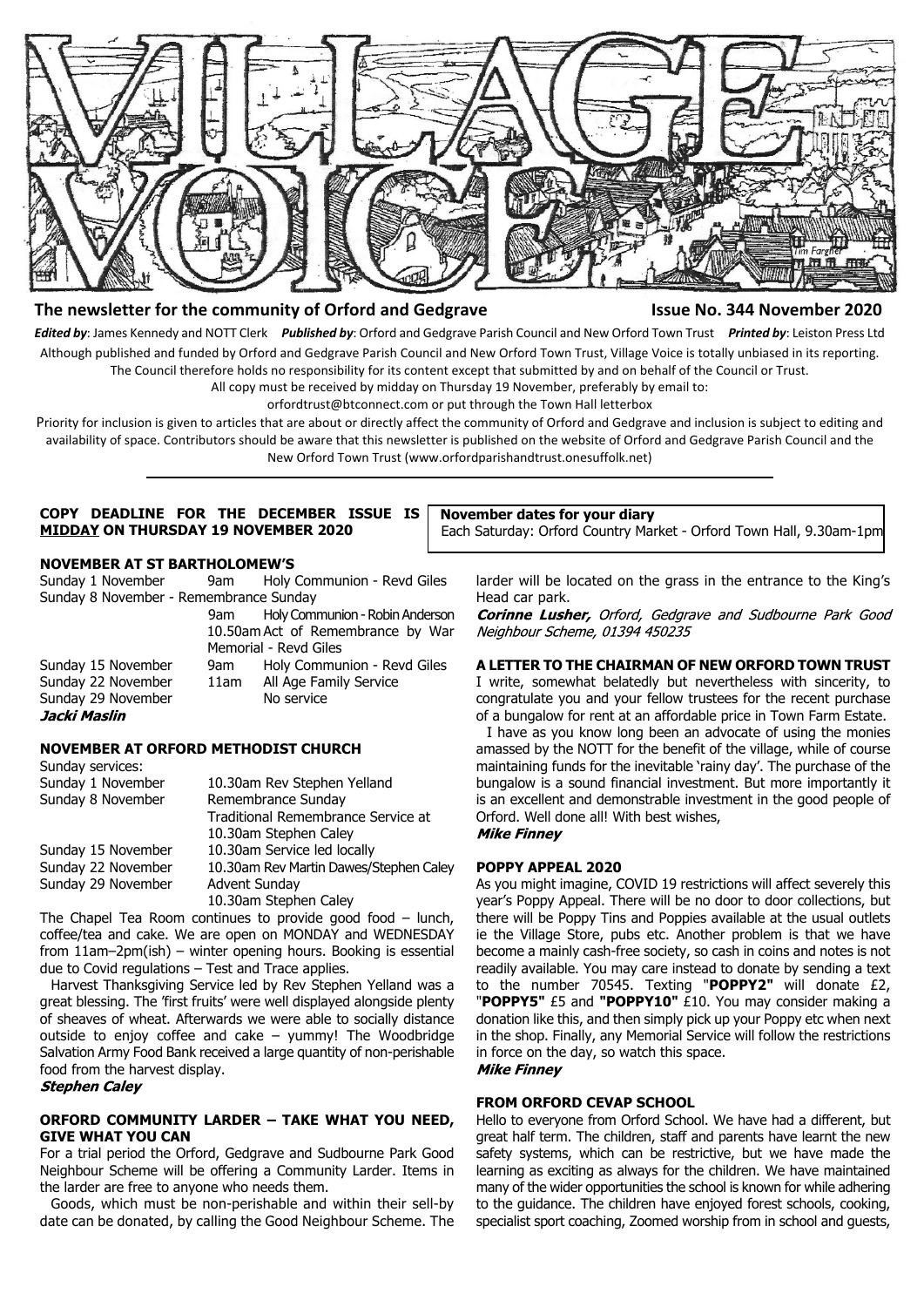# VILLAGE VOICE

**The newsletter for the community of Orford and Gedgrave** **Issue No. 344 November 2020**

***Edited by***: James Kennedy and NOTT Clerk ***Published by***: Orford and Gedgrave Parish Council and New Orford Town Trust ***Printed by***: Leiston Press Ltd

Although published and funded by Orford and Gedgrave Parish Council and New Orford Town Trust, Village Voice is totally unbiased in its reporting. The Council therefore holds no responsibility for its content except that submitted by and on behalf of the Council or Trust.

All copy must be received by midday on Thursday 19 November, preferably by email to: orfordtrust@btconnect.com or put through the Town Hall letterbox

Priority for inclusion is given to articles that are about or directly affect the community of Orford and Gedgrave and inclusion is subject to editing and availability of space. Contributors should be aware that this newsletter is published on the website of Orford and Gedgrave Parish Council and the New Orford Town Trust (www.orfordparishandtrust.onesuffolk.net)

**COPY DEADLINE FOR THE DECEMBER ISSUE IS <u>MIDDAY</u> ON THURSDAY 19 NOVEMBER 2020**

**November dates for your diary**

Each Saturday: Orford Country Market - Orford Town Hall, 9.30am-1pm

## NOVEMBER AT ST BARTHOLOMEW'S

| | | |
|---|---|---|
| Sunday 1 November | 9am | Holy Communion - Revd Giles |
| Sunday 8 November - Remembrance Sunday | | |
| | 9am | Holy Communion - Robin Anderson |
| | 10.50am | Act of Remembrance by War Memorial - Revd Giles |
| Sunday 15 November | 9am | Holy Communion - Revd Giles |
| Sunday 22 November | 11am | All Age Family Service |
| Sunday 29 November | | No service |

***Jacki Maslin***

## NOVEMBER AT ORFORD METHODIST CHURCH

Sunday services:

| | |
|---|---|
| Sunday 1 November | 10.30am Rev Stephen Yelland |
| Sunday 8 November | Remembrance Sunday<br>Traditional Remembrance Service at 10.30am Stephen Caley |
| Sunday 15 November | 10.30am Service led locally |
| Sunday 22 November | 10.30am Rev Martin Dawes/Stephen Caley |
| Sunday 29 November | Advent Sunday<br>10.30am Stephen Caley |

The Chapel Tea Room continues to provide good food – lunch, coffee/tea and cake. We are open on MONDAY and WEDNESDAY from 11am–2pm(ish) – winter opening hours. Booking is essential due to Covid regulations – Test and Trace applies.

Harvest Thanksgiving Service led by Rev Stephen Yelland was a great blessing. The 'first fruits' were well displayed alongside plenty of sheaves of wheat. Afterwards we were able to socially distance outside to enjoy coffee and cake – yummy! The Woodbridge Salvation Army Food Bank received a large quantity of non-perishable food from the harvest display.

***Stephen Caley***

## ORFORD COMMUNITY LARDER – TAKE WHAT YOU NEED, GIVE WHAT YOU CAN

For a trial period the Orford, Gedgrave and Sudbourne Park Good Neighbour Scheme will be offering a Community Larder. Items in the larder are free to anyone who needs them.

Goods, which must be non-perishable and within their sell-by date can be donated, by calling the Good Neighbour Scheme. The larder will be located on the grass in the entrance to the King's Head car park.

***Corinne Lusher,*** *Orford, Gedgrave and Sudbourne Park Good Neighbour Scheme, 01394 450235*

## A LETTER TO THE CHAIRMAN OF NEW ORFORD TOWN TRUST

I write, somewhat belatedly but nevertheless with sincerity, to congratulate you and your fellow trustees for the recent purchase of a bungalow for rent at an affordable price in Town Farm Estate.

I have as you know long been an advocate of using the monies amassed by the NOTT for the benefit of the village, while of course maintaining funds for the inevitable 'rainy day'. The purchase of the bungalow is a sound financial investment. But more importantly it is an excellent and demonstrable investment in the good people of Orford. Well done all! With best wishes,

***Mike Finney***

## POPPY APPEAL 2020

As you might imagine, COVID 19 restrictions will affect severely this year's Poppy Appeal. There will be no door to door collections, but there will be Poppy Tins and Poppies available at the usual outlets ie the Village Store, pubs etc. Another problem is that we have become a mainly cash-free society, so cash in coins and notes is not readily available. You may care instead to donate by sending a text to the number 70545. Texting "**POPPY2"** will donate £2, "**POPPY5"** £5 and **"POPPY10"** £10. You may consider making a donation like this, and then simply pick up your Poppy etc when next in the shop. Finally, any Memorial Service will follow the restrictions in force on the day, so watch this space.

***Mike Finney***

## FROM ORFORD CEVAP SCHOOL

Hello to everyone from Orford School. We have had a different, but great half term. The children, staff and parents have learnt the new safety systems, which can be restrictive, but we have made the learning as exciting as always for the children. We have maintained many of the wider opportunities the school is known for while adhering to the guidance. The children have enjoyed forest schools, cooking, specialist sport coaching, Zoomed worship from in school and guests,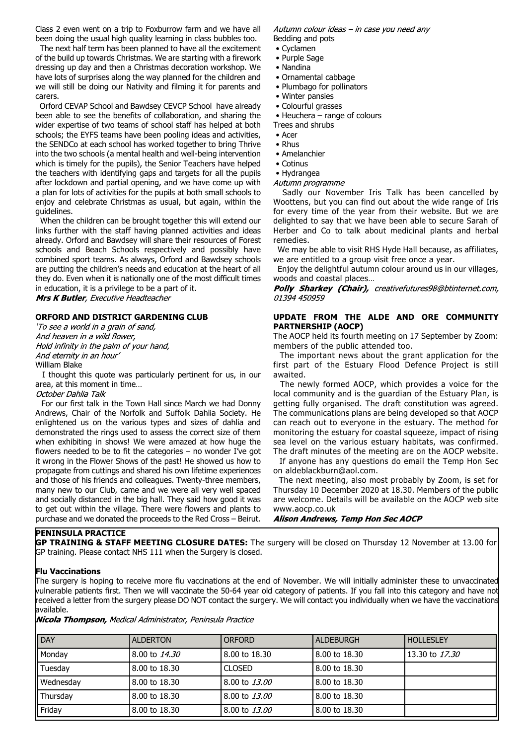Class 2 even went on a trip to Foxburrow farm and we have all been doing the usual high quality learning in class bubbles too.

The next half term has been planned to have all the excitement of the build up towards Christmas. We are starting with a firework dressing up day and then a Christmas decoration workshop. We have lots of surprises along the way planned for the children and we will still be doing our Nativity and filming it for parents and carers.

Orford CEVAP School and Bawdsey CEVCP School have already been able to see the benefits of collaboration, and sharing the wider expertise of two teams of school staff has helped at both schools; the EYFS teams have been pooling ideas and activities, the SENDCo at each school has worked together to bring Thrive into the two schools (a mental health and well-being intervention which is timely for the pupils), the Senior Teachers have helped the teachers with identifying gaps and targets for all the pupils after lockdown and partial opening, and we have come up with a plan for lots of activities for the pupils at both small schools to enjoy and celebrate Christmas as usual, but again, within the guidelines.

When the children can be brought together this will extend our links further with the staff having planned activities and ideas already. Orford and Bawdsey will share their resources of Forest schools and Beach Schools respectively and possibly have combined sport teams. As always, Orford and Bawdsey schools are putting the children's needs and education at the heart of all they do. Even when it is nationally one of the most difficult times in education, it is a privilege to be a part of it.

***Mrs K Butler****, Executive Headteacher*

## ORFORD AND DISTRICT GARDENING CLUB

*'To see a world in a grain of sand,*
*And heaven in a wild flower,*
*Hold infinity in the palm of your hand,*
*And eternity in an hour'*
William Blake

I thought this quote was particularly pertinent for us, in our area, at this moment in time…

*October Dahlia Talk*

For our first talk in the Town Hall since March we had Donny Andrews, Chair of the Norfolk and Suffolk Dahlia Society. He enlightened us on the various types and sizes of dahlia and demonstrated the rings used to assess the correct size of them when exhibiting in shows! We were amazed at how huge the flowers needed to be to fit the categories – no wonder I've got it wrong in the Flower Shows of the past! He showed us how to propagate from cuttings and shared his own lifetime experiences and those of his friends and colleagues. Twenty-three members, many new to our Club, came and we were all very well spaced and socially distanced in the big hall. They said how good it was to get out within the village. There were flowers and plants to purchase and we donated the proceeds to the Red Cross – Beirut.

*Autumn colour ideas – in case you need any*

Bedding and pots

- Cyclamen
- Purple Sage
- Nandina
- Ornamental cabbage
- Plumbago for pollinators
- Winter pansies
- Colourful grasses
- Heuchera – range of colours

Trees and shrubs

- Acer
- Rhus
- Amelanchier
- Cotinus
- Hydrangea

*Autumn programme*

Sadly our November Iris Talk has been cancelled by Woottens, but you can find out about the wide range of Iris for every time of the year from their website. But we are delighted to say that we have been able to secure Sarah of Herber and Co to talk about medicinal plants and herbal remedies.

We may be able to visit RHS Hyde Hall because, as affiliates, we are entitled to a group visit free once a year.

Enjoy the delightful autumn colour around us in our villages, woods and coastal places…

***Polly Sharkey (Chair),*** *creativefutures98@btinternet.com, 01394 450959*

## UPDATE FROM THE ALDE AND ORE COMMUNITY PARTNERSHIP (AOCP)

The AOCP held its fourth meeting on 17 September by Zoom: members of the public attended too.

The important news about the grant application for the first part of the Estuary Flood Defence Project is still awaited.

The newly formed AOCP, which provides a voice for the local community and is the guardian of the Estuary Plan, is getting fully organised. The draft constitution was agreed. The communications plans are being developed so that AOCP can reach out to everyone in the estuary. The method for monitoring the estuary for coastal squeeze, impact of rising sea level on the various estuary habitats, was confirmed. The draft minutes of the meeting are on the AOCP website.

If anyone has any questions do email the Temp Hon Sec on aldeblackburn@aol.com.

The next meeting, also most probably by Zoom, is set for Thursday 10 December 2020 at 18.30. Members of the public are welcome. Details will be available on the AOCP web site www.aocp.co.uk

***Alison Andrews, Temp Hon Sec AOCP***

## PENINSULA PRACTICE

**GP TRAINING & STAFF MEETING CLOSURE DATES:** The surgery will be closed on Thursday 12 November at 13.00 for GP training. Please contact NHS 111 when the Surgery is closed.

**Flu Vaccinations**

The surgery is hoping to receive more flu vaccinations at the end of November. We will initially administer these to unvaccinated vulnerable patients first. Then we will vaccinate the 50-64 year old category of patients. If you fall into this category and have not received a letter from the surgery please DO NOT contact the surgery. We will contact you individually when we have the vaccinations available.

***Nicola Thompson,*** *Medical Administrator, Peninsula Practice*

| DAY | ALDERTON | ORFORD | ALDEBURGH | HOLLESLEY |
|---|---|---|---|---|
| Monday | 8.00 to *14.30* | 8.00 to 18.30 | 8.00 to 18.30 | 13.30 to *17.30* |
| Tuesday | 8.00 to 18.30 | CLOSED | 8.00 to 18.30 | |
| Wednesday | 8.00 to 18.30 | 8.00 to *13.00* | 8.00 to 18.30 | |
| Thursday | 8.00 to 18.30 | 8.00 to *13.00* | 8.00 to 18.30 | |
| Friday | 8.00 to 18.30 | 8.00 to *13.00* | 8.00 to 18.30 | |